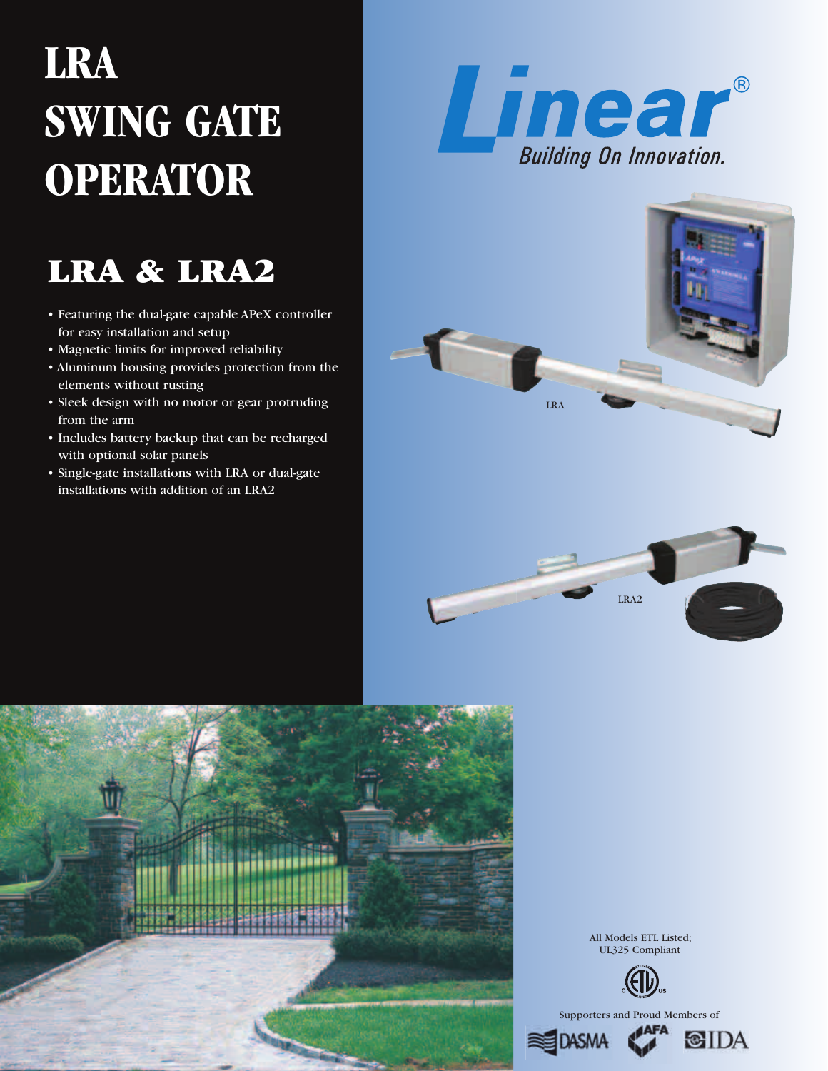# LRA SWING GATE OPERATOR

## LRA & LRA2

- Featuring the dual-gate capable APeX controller for easy installation and setup
- Magnetic limits for improved reliability
- Aluminum housing provides protection from the elements without rusting
- Sleek design with no motor or gear protruding from the arm
- Includes battery backup that can be recharged with optional solar panels
- Single-gate installations with LRA or dual-gate installations with addition of an LRA2

Linear®

Building On Innovation.

LRA

LRA2

All Models ETL Listed; UL325 Compliant

Supporters and Proud Members of

DASMA AFA IDA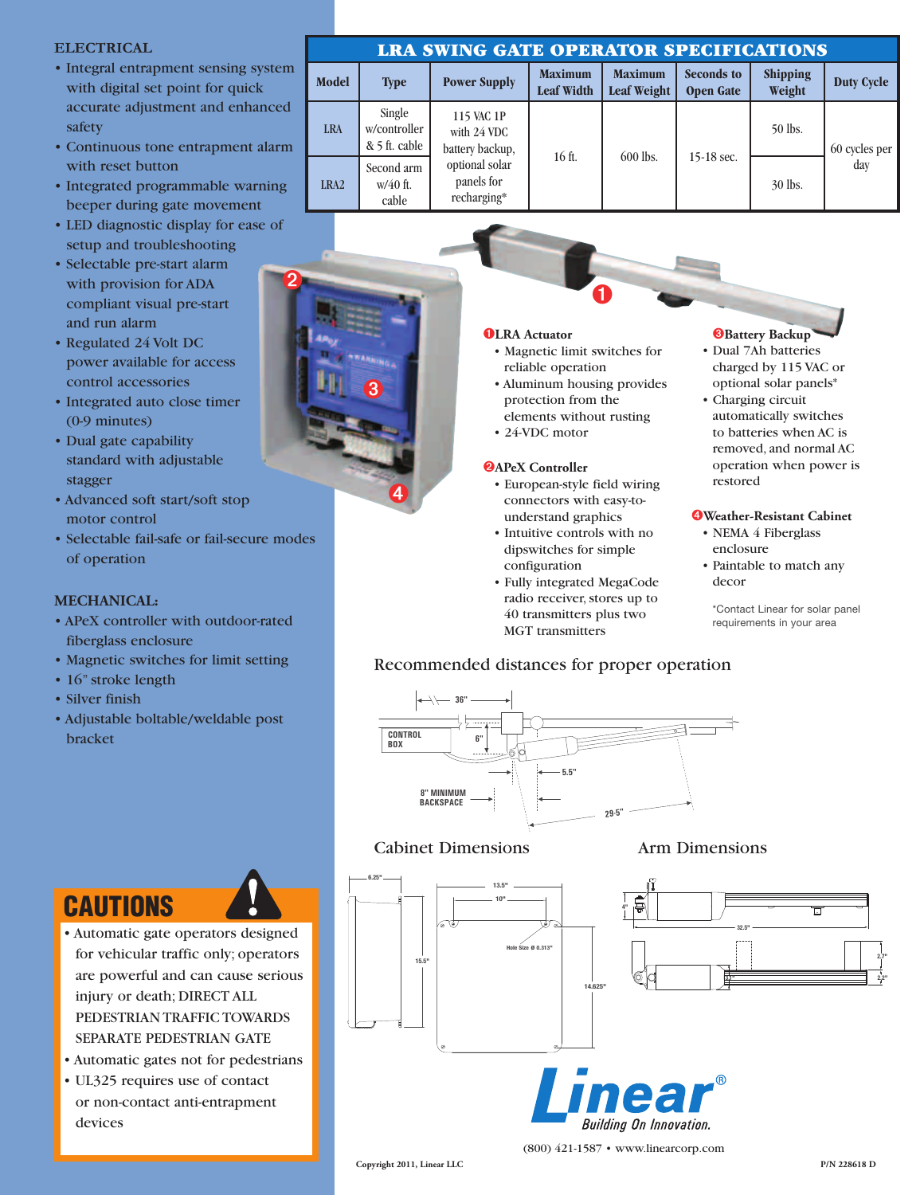## ELECTRICAL

- Integral entrapment sensing system with digital set point for quick accurate adjustment and enhanced safety
- Continuous tone entrapment alarm with reset button
- Integrated programmable warning beeper during gate movement
- LED diagnostic display for ease of setup and troubleshooting
- Selectable pre-start alarm with provision for ADA compliant visual pre-start and run alarm
- Regulated 24 Volt DC power available for access control accessories
- Integrated auto close timer (0-9 minutes)
- Dual gate capability standard with adjustable stagger
- Advanced soft start/soft stop motor control
- Selectable fail-safe or fail-secure modes of operation

## MECHANICAL:

- APeX controller with outdoor-rated fiberglass enclosure
- Magnetic switches for limit setting
- 16" stroke length
- Silver finish
- Adjustable boltable/weldable post bracket

## CAUTIONS

- Automatic gate operators designed for vehicular traffic only; operators are powerful and can cause serious injury or death; DIRECT ALL PEDESTRIAN TRAFFIC TOWARDS SEPARATE PEDESTRIAN GATE
- Automatic gates not for pedestrians
- UL325 requires use of contact or non-contact anti-entrapment devices

## LRA SWING GATE OPERATOR SPECIFICATIONS

| Model | Type | Power Supply | Maximum Leaf Width | Maximum Leaf Weight | Seconds to Open Gate | Shipping Weight | Duty Cycle |
|---|---|---|---|---|---|---|---|
| LRA | Single w/controller & 5 ft. cable | 115 VAC 1P with 24 VDC battery backup, optional solar panels for recharging* | 16 ft. | 600 lbs. | 15-18 sec. | 50 lbs. | 60 cycles per day |
| LRA2 | Second arm w/40 ft. cable | | | | | 30 lbs. | |

### ❶ LRA Actuator

- Magnetic limit switches for reliable operation
- Aluminum housing provides protection from the elements without rusting
- 24-VDC motor

### ❷ APeX Controller

- European-style field wiring connectors with easy-to-understand graphics
- Intuitive controls with no dipswitches for simple configuration
- Fully integrated MegaCode radio receiver, stores up to 40 transmitters plus two MGT transmitters

### ❸ Battery Backup

- Dual 7Ah batteries charged by 115 VAC or optional solar panels*
- Charging circuit automatically switches to batteries when AC is removed, and normal AC operation when power is restored

### ❹ Weather-Resistant Cabinet

- NEMA 4 Fiberglass enclosure
- Paintable to match any decor

*Contact Linear for solar panel requirements in your area

## Recommended distances for proper operation

36"
CONTROL BOX
6"
5.5"
8" MINIMUM BACKSPACE
29.5"

## Cabinet Dimensions

6.25"
13.5"
10"
Hole Size Ø 0.313"
15.5"
14.625"

## Arm Dimensions

4"
32.5"
2.7"
2.2"

Linear® Building On Innovation.

(800) 421-1587 • www.linearcorp.com

Copyright 2011, Linear LLC

P/N 228618 D